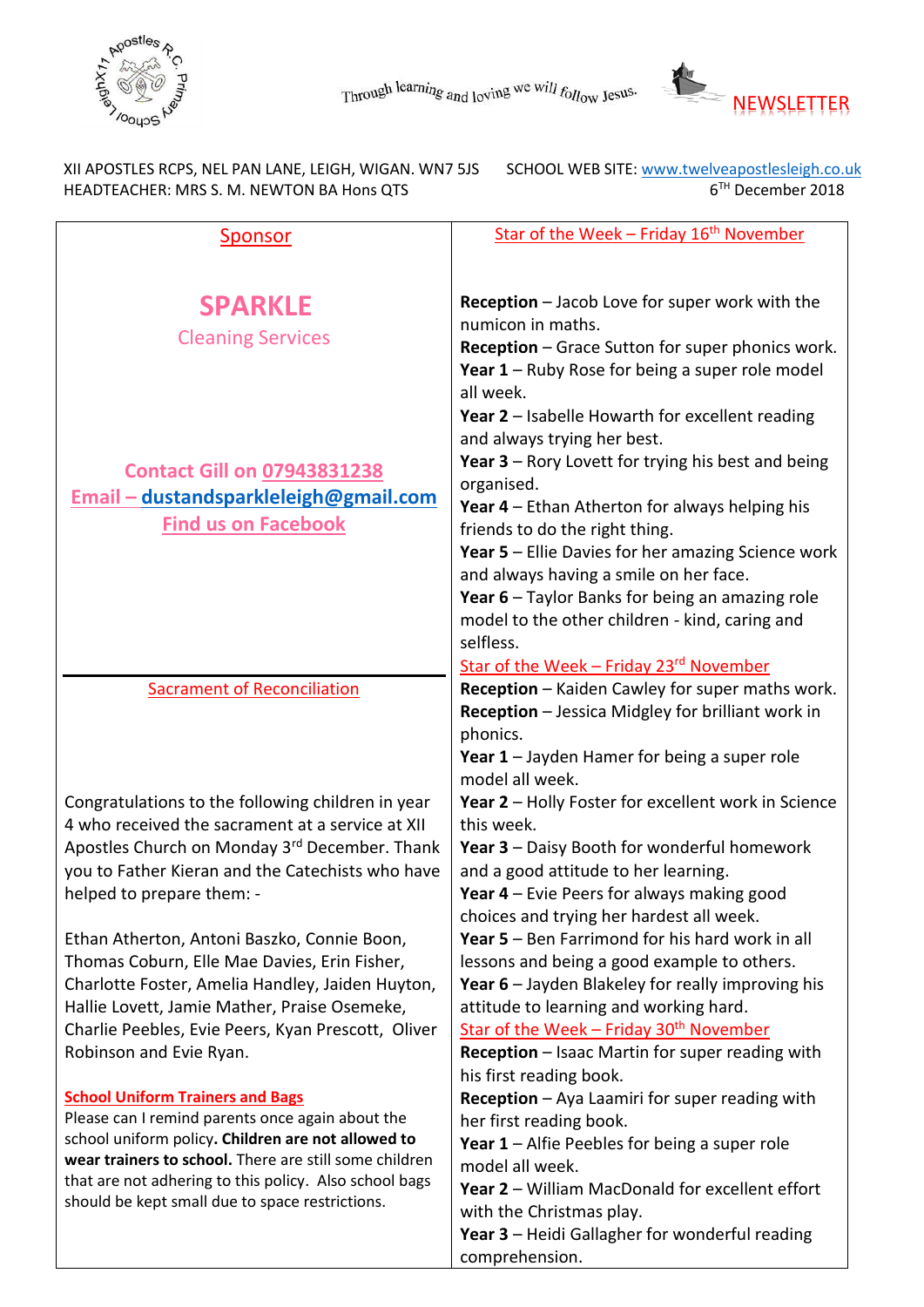Through learning and loving we will follow Jesus.

NEWSLETTER

XII APOSTLES RCPS, NEL PAN LANE, LEIGH, WIGAN. WN7 5JS
HEADTEACHER: MRS S. M. NEWTON BA Hons QTS

SCHOOL WEB SITE: www.twelveapostlesleigh.co.uk
6TH December 2018

## Sponsor

**SPARKLE**
Cleaning Services

**Contact Gill on 07943831238**
**Email – dustandsparkleleigh@gmail.com**
**Find us on Facebook**

## Sacrament of Reconciliation

Congratulations to the following children in year 4 who received the sacrament at a service at XII Apostles Church on Monday 3rd December. Thank you to Father Kieran and the Catechists who have helped to prepare them: -

Ethan Atherton, Antoni Baszko, Connie Boon, Thomas Coburn, Elle Mae Davies, Erin Fisher, Charlotte Foster, Amelia Handley, Jaiden Huyton, Hallie Lovett, Jamie Mather, Praise Osemeke, Charlie Peebles, Evie Peers, Kyan Prescott, Oliver Robinson and Evie Ryan.

## School Uniform Trainers and Bags

Please can I remind parents once again about the school uniform policy**. Children are not allowed to wear trainers to school.** There are still some children that are not adhering to this policy. Also school bags should be kept small due to space restrictions.

## Star of the Week – Friday 16th November

**Reception** – Jacob Love for super work with the numicon in maths.
**Reception** – Grace Sutton for super phonics work.
**Year 1** – Ruby Rose for being a super role model all week.
**Year 2** – Isabelle Howarth for excellent reading and always trying her best.
**Year 3** – Rory Lovett for trying his best and being organised.
**Year 4** – Ethan Atherton for always helping his friends to do the right thing.
**Year 5** – Ellie Davies for her amazing Science work and always having a smile on her face.
**Year 6** – Taylor Banks for being an amazing role model to the other children - kind, caring and selfless.

## Star of the Week – Friday 23rd November

**Reception** – Kaiden Cawley for super maths work.
**Reception** – Jessica Midgley for brilliant work in phonics.
**Year 1** – Jayden Hamer for being a super role model all week.
**Year 2** – Holly Foster for excellent work in Science this week.
**Year 3** – Daisy Booth for wonderful homework and a good attitude to her learning.
**Year 4** – Evie Peers for always making good choices and trying her hardest all week.
**Year 5** – Ben Farrimond for his hard work in all lessons and being a good example to others.
**Year 6** – Jayden Blakeley for really improving his attitude to learning and working hard.

## Star of the Week – Friday 30th November

**Reception** – Isaac Martin for super reading with his first reading book.
**Reception** – Aya Laamiri for super reading with her first reading book.
**Year 1** – Alfie Peebles for being a super role model all week.
**Year 2** – William MacDonald for excellent effort with the Christmas play.
**Year 3** – Heidi Gallagher for wonderful reading comprehension.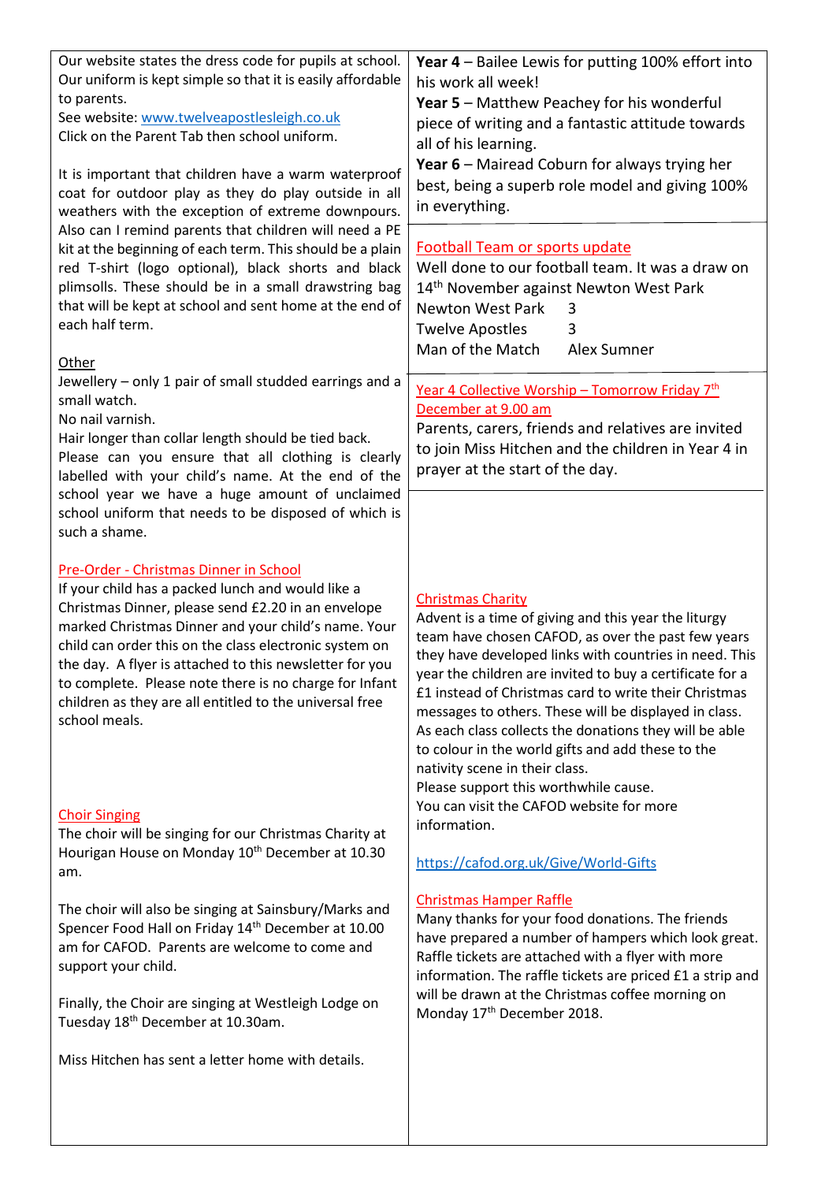Our website states the dress code for pupils at school. Our uniform is kept simple so that it is easily affordable to parents.
See website: www.twelveapostlesleigh.co.uk
Click on the Parent Tab then school uniform.

It is important that children have a warm waterproof coat for outdoor play as they do play outside in all weathers with the exception of extreme downpours. Also can I remind parents that children will need a PE kit at the beginning of each term. This should be a plain red T-shirt (logo optional), black shorts and black plimsolls. These should be in a small drawstring bag that will be kept at school and sent home at the end of each half term.

## Other

Jewellery – only 1 pair of small studded earrings and a small watch.
No nail varnish.
Hair longer than collar length should be tied back.
Please can you ensure that all clothing is clearly labelled with your child's name. At the end of the school year we have a huge amount of unclaimed school uniform that needs to be disposed of which is such a shame.

## Pre-Order - Christmas Dinner in School

If your child has a packed lunch and would like a Christmas Dinner, please send £2.20 in an envelope marked Christmas Dinner and your child's name. Your child can order this on the class electronic system on the day. A flyer is attached to this newsletter for you to complete. Please note there is no charge for Infant children as they are all entitled to the universal free school meals.

## Choir Singing

The choir will be singing for our Christmas Charity at Hourigan House on Monday 10th December at 10.30 am.

The choir will also be singing at Sainsbury/Marks and Spencer Food Hall on Friday 14th December at 10.00 am for CAFOD. Parents are welcome to come and support your child.

Finally, the Choir are singing at Westleigh Lodge on Tuesday 18th December at 10.30am.

Miss Hitchen has sent a letter home with details.

**Year 4** – Bailee Lewis for putting 100% effort into his work all week!
**Year 5** – Matthew Peachey for his wonderful piece of writing and a fantastic attitude towards all of his learning.
**Year 6** – Mairead Coburn for always trying her best, being a superb role model and giving 100% in everything.

## Football Team or sports update

Well done to our football team. It was a draw on 14th November against Newton West Park

| | |
|---|---|
| Newton West Park | 3 |
| Twelve Apostles | 3 |
| Man of the Match | Alex Sumner |

## Year 4 Collective Worship – Tomorrow Friday 7th December at 9.00 am

Parents, carers, friends and relatives are invited to join Miss Hitchen and the children in Year 4 in prayer at the start of the day.

## Christmas Charity

Advent is a time of giving and this year the liturgy team have chosen CAFOD, as over the past few years they have developed links with countries in need. This year the children are invited to buy a certificate for a £1 instead of Christmas card to write their Christmas messages to others. These will be displayed in class. As each class collects the donations they will be able to colour in the world gifts and add these to the nativity scene in their class.
Please support this worthwhile cause.
You can visit the CAFOD website for more information.

https://cafod.org.uk/Give/World-Gifts

## Christmas Hamper Raffle

Many thanks for your food donations. The friends have prepared a number of hampers which look great. Raffle tickets are attached with a flyer with more information. The raffle tickets are priced £1 a strip and will be drawn at the Christmas coffee morning on Monday 17th December 2018.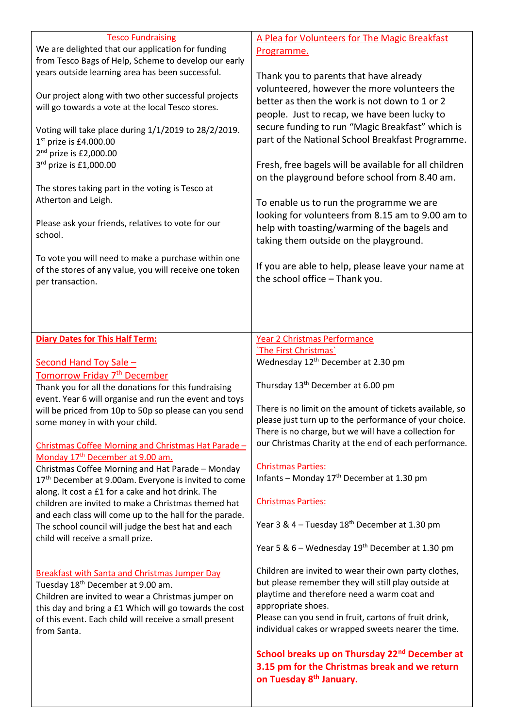## Tesco Fundraising

We are delighted that our application for funding from Tesco Bags of Help, Scheme to develop our early years outside learning area has been successful.

Our project along with two other successful projects will go towards a vote at the local Tesco stores.

Voting will take place during 1/1/2019 to 28/2/2019.
1st prize is £4.000.00
2nd prize is £2,000.00
3rd prize is £1,000.00

The stores taking part in the voting is Tesco at Atherton and Leigh.

Please ask your friends, relatives to vote for our school.

To vote you will need to make a purchase within one of the stores of any value, you will receive one token per transaction.

## A Plea for Volunteers for The Magic Breakfast Programme.

Thank you to parents that have already volunteered, however the more volunteers the better as then the work is not down to 1 or 2 people. Just to recap, we have been lucky to secure funding to run "Magic Breakfast" which is part of the National School Breakfast Programme.

Fresh, free bagels will be available for all children on the playground before school from 8.40 am.

To enable us to run the programme we are looking for volunteers from 8.15 am to 9.00 am to help with toasting/warming of the bagels and taking them outside on the playground.

If you are able to help, please leave your name at the school office – Thank you.

## **Diary Dates for This Half Term:**

### Second Hand Toy Sale – Tomorrow Friday 7th December

Thank you for all the donations for this fundraising event. Year 6 will organise and run the event and toys will be priced from 10p to 50p so please can you send some money in with your child.

### Christmas Coffee Morning and Christmas Hat Parade – Monday 17th December at 9.00 am.

Christmas Coffee Morning and Hat Parade – Monday 17th December at 9.00am. Everyone is invited to come along. It cost a £1 for a cake and hot drink. The children are invited to make a Christmas themed hat and each class will come up to the hall for the parade. The school council will judge the best hat and each child will receive a small prize.

### Breakfast with Santa and Christmas Jumper Day

Tuesday 18th December at 9.00 am.
Children are invited to wear a Christmas jumper on this day and bring a £1 Which will go towards the cost of this event. Each child will receive a small present from Santa.

### Year 2 Christmas Performance `The First Christmas`

Wednesday 12th December at 2.30 pm

Thursday 13th December at 6.00 pm

There is no limit on the amount of tickets available, so please just turn up to the performance of your choice. There is no charge, but we will have a collection for our Christmas Charity at the end of each performance.

### Christmas Parties:

Infants – Monday 17th December at 1.30 pm

### Christmas Parties:

Year 3 & 4 – Tuesday 18th December at 1.30 pm

Year 5 & 6 – Wednesday 19th December at 1.30 pm

Children are invited to wear their own party clothes, but please remember they will still play outside at playtime and therefore need a warm coat and appropriate shoes.
Please can you send in fruit, cartons of fruit drink, individual cakes or wrapped sweets nearer the time.

**School breaks up on Thursday 22nd December at 3.15 pm for the Christmas break and we return on Tuesday 8th January.**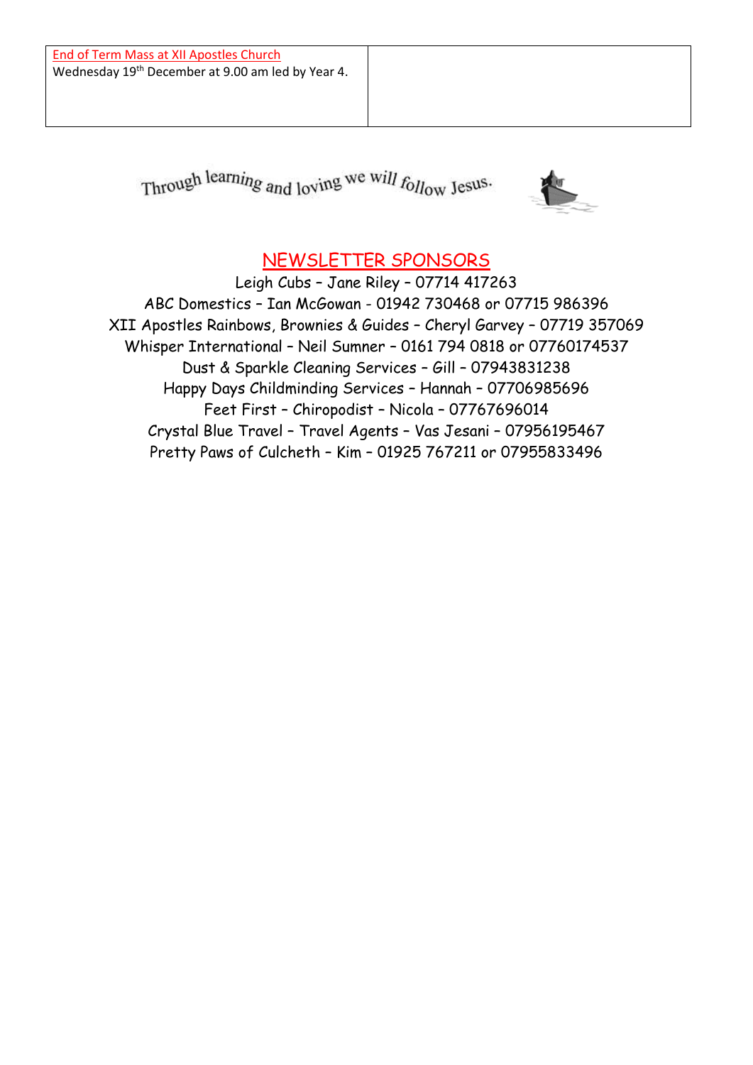| | |
|---|---|
| End of Term Mass at XII Apostles Church<br>Wednesday 19th December at 9.00 am led by Year 4. | |

Through learning and loving we will follow Jesus.

## NEWSLETTER SPONSORS

Leigh Cubs – Jane Riley – 07714 417263
ABC Domestics – Ian McGowan - 01942 730468 or 07715 986396
XII Apostles Rainbows, Brownies & Guides – Cheryl Garvey – 07719 357069
Whisper International – Neil Sumner – 0161 794 0818 or 07760174537
Dust & Sparkle Cleaning Services – Gill – 07943831238
Happy Days Childminding Services – Hannah – 07706985696
Feet First – Chiropodist – Nicola – 07767696014
Crystal Blue Travel – Travel Agents – Vas Jesani – 07956195467
Pretty Paws of Culcheth – Kim – 01925 767211 or 07955833496